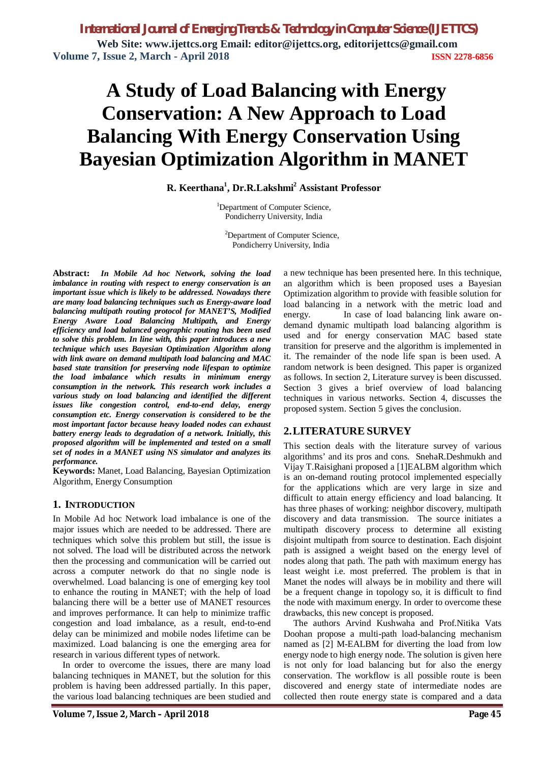# A Study of Load Balancing with Energy Conservation: A New Approach to Load Balancing With Energy Conservation Using Bayesian Optimization Algorithm in MANET

**R. Keerthana[1], Dr.R.Lakshmi[2] Assistant Professor**

[1]Department of Computer Science, Pondicherry University, India

[2]Department of Computer Science, Pondicherry University, India

**Abstract:** ***In Mobile Ad hoc Network, solving the load imbalance in routing with respect to energy conservation is an important issue which is likely to be addressed. Nowadays there are many load balancing techniques such as Energy-aware load balancing multipath routing protocol for MANET'S, Modified Energy Aware Load Balancing Multipath, and Energy efficiency and load balanced geographic routing has been used to solve this problem. In line with, this paper introduces a new technique which uses Bayesian Optimization Algorithm along with link aware on demand multipath load balancing and MAC based state transition for preserving node lifespan to optimize the load imbalance which results in minimum energy consumption in the network. This research work includes a various study on load balancing and identified the different issues like congestion control, end-to-end delay, energy consumption etc. Energy conservation is considered to be the most important factor because heavy loaded nodes can exhaust battery energy leads to degradation of a network. Initially, this proposed algorithm will be implemented and tested on a small set of nodes in a MANET using NS simulator and analyzes its performance.***

**Keywords:** Manet, Load Balancing, Bayesian Optimization Algorithm, Energy Consumption

## 1. INTRODUCTION

In Mobile Ad hoc Network load imbalance is one of the major issues which are needed to be addressed. There are techniques which solve this problem but still, the issue is not solved. The load will be distributed across the network then the processing and communication will be carried out across a computer network do that no single node is overwhelmed. Load balancing is one of emerging key tool to enhance the routing in MANET; with the help of load balancing there will be a better use of MANET resources and improves performance. It can help to minimize traffic congestion and load imbalance, as a result, end-to-end delay can be minimized and mobile nodes lifetime can be maximized. Load balancing is one the emerging area for research in various different types of network.

In order to overcome the issues, there are many load balancing techniques in MANET, but the solution for this problem is having been addressed partially. In this paper, the various load balancing techniques are been studied and a new technique has been presented here. In this technique, an algorithm which is been proposed uses a Bayesian Optimization algorithm to provide with feasible solution for load balancing in a network with the metric load and energy. In case of load balancing link aware on-demand dynamic multipath load balancing algorithm is used and for energy conservation MAC based state transition for preserve and the algorithm is implemented in it. The remainder of the node life span is been used. A random network is been designed. This paper is organized as follows. In section 2, Literature survey is been discussed. Section 3 gives a brief overview of load balancing techniques in various networks. Section 4, discusses the proposed system. Section 5 gives the conclusion.

## 2. LITERATURE SURVEY

This section deals with the literature survey of various algorithms' and its pros and cons. SnehaR.Deshmukh and Vijay T.Raisighani proposed a [1]EALBM algorithm which is an on-demand routing protocol implemented especially for the applications which are very large in size and difficult to attain energy efficiency and load balancing. It has three phases of working: neighbor discovery, multipath discovery and data transmission. The source initiates a multipath discovery process to determine all existing disjoint multipath from source to destination. Each disjoint path is assigned a weight based on the energy level of nodes along that path. The path with maximum energy has least weight i.e. most preferred. The problem is that in Manet the nodes will always be in mobility and there will be a frequent change in topology so, it is difficult to find the node with maximum energy. In order to overcome these drawbacks, this new concept is proposed.

The authors Arvind Kushwaha and Prof.Nitika Vats Doohan propose a multi-path load-balancing mechanism named as [2] M-EALBM for diverting the load from low energy node to high energy node. The solution is given here is not only for load balancing but for also the energy conservation. The workflow is all possible route is been discovered and energy state of intermediate nodes are collected then route energy state is compared and a data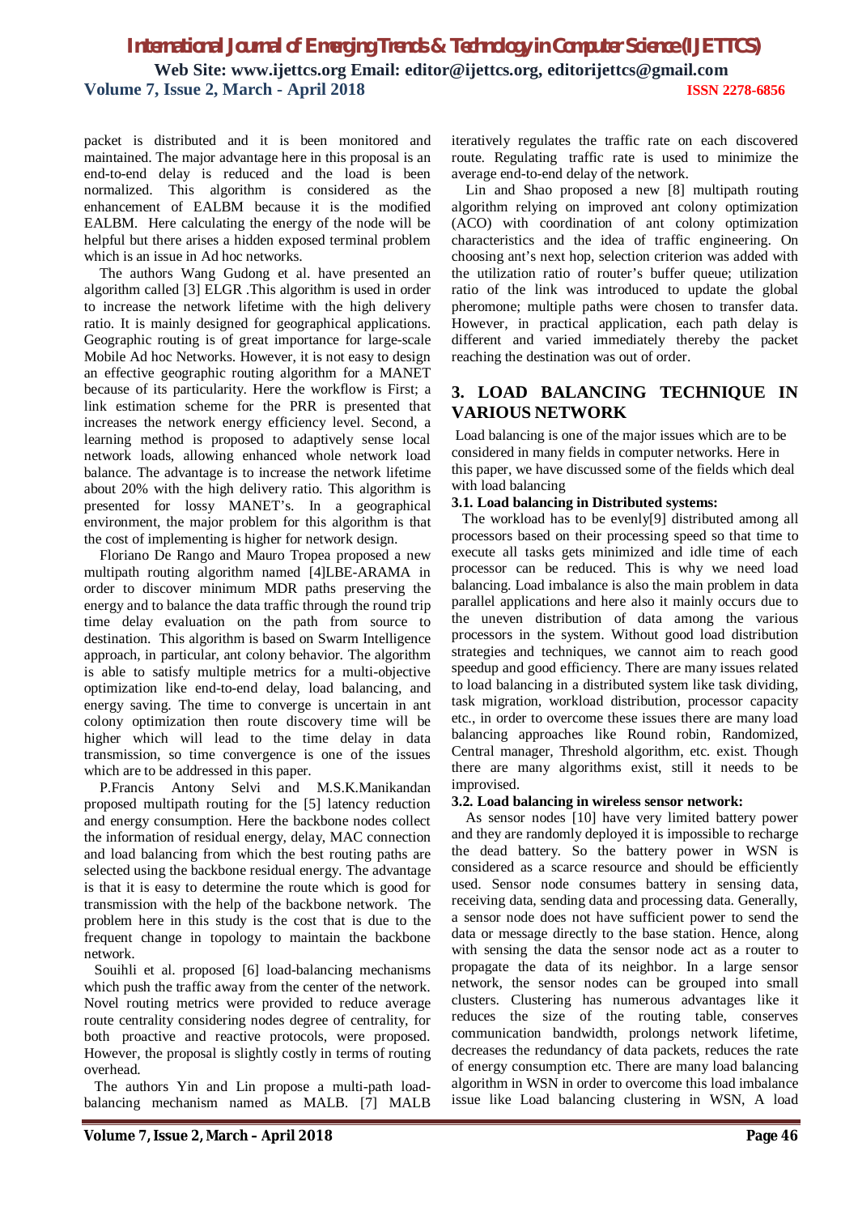packet is distributed and it is been monitored and maintained. The major advantage here in this proposal is an end-to-end delay is reduced and the load is been normalized. This algorithm is considered as the enhancement of EALBM because it is the modified EALBM. Here calculating the energy of the node will be helpful but there arises a hidden exposed terminal problem which is an issue in Ad hoc networks.

The authors Wang Gudong et al. have presented an algorithm called [3] ELGR .This algorithm is used in order to increase the network lifetime with the high delivery ratio. It is mainly designed for geographical applications. Geographic routing is of great importance for large-scale Mobile Ad hoc Networks. However, it is not easy to design an effective geographic routing algorithm for a MANET because of its particularity. Here the workflow is First; a link estimation scheme for the PRR is presented that increases the network energy efficiency level. Second, a learning method is proposed to adaptively sense local network loads, allowing enhanced whole network load balance. The advantage is to increase the network lifetime about 20% with the high delivery ratio. This algorithm is presented for lossy MANET's. In a geographical environment, the major problem for this algorithm is that the cost of implementing is higher for network design.

Floriano De Rango and Mauro Tropea proposed a new multipath routing algorithm named [4]LBE-ARAMA in order to discover minimum MDR paths preserving the energy and to balance the data traffic through the round trip time delay evaluation on the path from source to destination. This algorithm is based on Swarm Intelligence approach, in particular, ant colony behavior. The algorithm is able to satisfy multiple metrics for a multi-objective optimization like end-to-end delay, load balancing, and energy saving. The time to converge is uncertain in ant colony optimization then route discovery time will be higher which will lead to the time delay in data transmission, so time convergence is one of the issues which are to be addressed in this paper.

P.Francis Antony Selvi and M.S.K.Manikandan proposed multipath routing for the [5] latency reduction and energy consumption. Here the backbone nodes collect the information of residual energy, delay, MAC connection and load balancing from which the best routing paths are selected using the backbone residual energy. The advantage is that it is easy to determine the route which is good for transmission with the help of the backbone network. The problem here in this study is the cost that is due to the frequent change in topology to maintain the backbone network.

Souihli et al. proposed [6] load-balancing mechanisms which push the traffic away from the center of the network. Novel routing metrics were provided to reduce average route centrality considering nodes degree of centrality, for both proactive and reactive protocols, were proposed. However, the proposal is slightly costly in terms of routing overhead.

The authors Yin and Lin propose a multi-path load-balancing mechanism named as MALB. [7] MALB iteratively regulates the traffic rate on each discovered route. Regulating traffic rate is used to minimize the average end-to-end delay of the network.

Lin and Shao proposed a new [8] multipath routing algorithm relying on improved ant colony optimization (ACO) with coordination of ant colony optimization characteristics and the idea of traffic engineering. On choosing ant's next hop, selection criterion was added with the utilization ratio of router's buffer queue; utilization ratio of the link was introduced to update the global pheromone; multiple paths were chosen to transfer data. However, in practical application, each path delay is different and varied immediately thereby the packet reaching the destination was out of order.

## 3. LOAD BALANCING TECHNIQUE IN VARIOUS NETWORK

Load balancing is one of the major issues which are to be considered in many fields in computer networks. Here in this paper, we have discussed some of the fields which deal with load balancing

### 3.1. Load balancing in Distributed systems:

The workload has to be evenly[9] distributed among all processors based on their processing speed so that time to execute all tasks gets minimized and idle time of each processor can be reduced. This is why we need load balancing. Load imbalance is also the main problem in data parallel applications and here also it mainly occurs due to the uneven distribution of data among the various processors in the system. Without good load distribution strategies and techniques, we cannot aim to reach good speedup and good efficiency. There are many issues related to load balancing in a distributed system like task dividing, task migration, workload distribution, processor capacity etc., in order to overcome these issues there are many load balancing approaches like Round robin, Randomized, Central manager, Threshold algorithm, etc. exist. Though there are many algorithms exist, still it needs to be improvised.

### 3.2. Load balancing in wireless sensor network:

As sensor nodes [10] have very limited battery power and they are randomly deployed it is impossible to recharge the dead battery. So the battery power in WSN is considered as a scarce resource and should be efficiently used. Sensor node consumes battery in sensing data, receiving data, sending data and processing data. Generally, a sensor node does not have sufficient power to send the data or message directly to the base station. Hence, along with sensing the data the sensor node act as a router to propagate the data of its neighbor. In a large sensor network, the sensor nodes can be grouped into small clusters. Clustering has numerous advantages like it reduces the size of the routing table, conserves communication bandwidth, prolongs network lifetime, decreases the redundancy of data packets, reduces the rate of energy consumption etc. There are many load balancing algorithm in WSN in order to overcome this load imbalance issue like Load balancing clustering in WSN, A load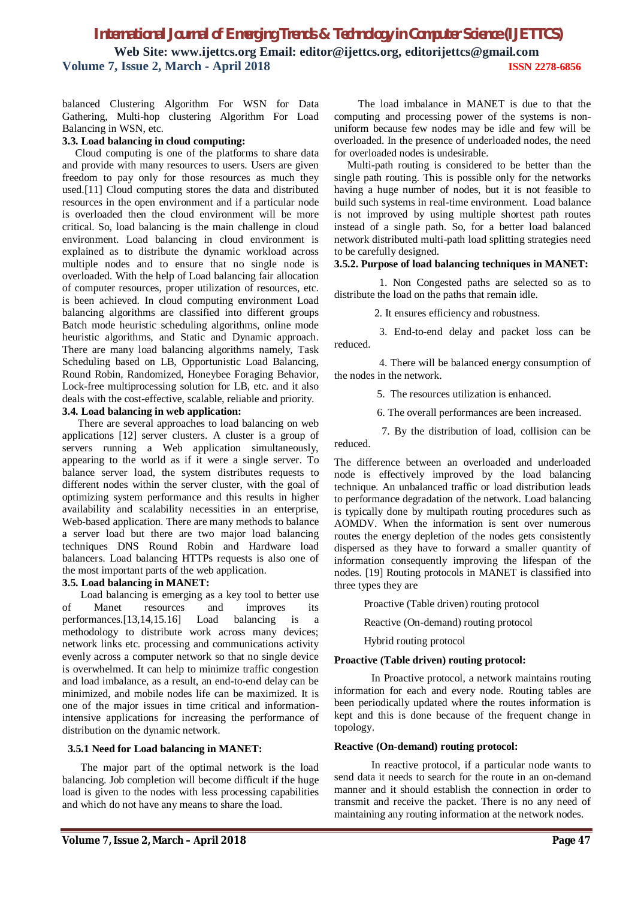balanced Clustering Algorithm For WSN for Data Gathering, Multi-hop clustering Algorithm For Load Balancing in WSN, etc.

### 3.3. Load balancing in cloud computing:

Cloud computing is one of the platforms to share data and provide with many resources to users. Users are given freedom to pay only for those resources as much they used.[11] Cloud computing stores the data and distributed resources in the open environment and if a particular node is overloaded then the cloud environment will be more critical. So, load balancing is the main challenge in cloud environment. Load balancing in cloud environment is explained as to distribute the dynamic workload across multiple nodes and to ensure that no single node is overloaded. With the help of Load balancing fair allocation of computer resources, proper utilization of resources, etc. is been achieved. In cloud computing environment Load balancing algorithms are classified into different groups Batch mode heuristic scheduling algorithms, online mode heuristic algorithms, and Static and Dynamic approach. There are many load balancing algorithms namely, Task Scheduling based on LB, Opportunistic Load Balancing, Round Robin, Randomized, Honeybee Foraging Behavior, Lock-free multiprocessing solution for LB, etc. and it also deals with the cost-effective, scalable, reliable and priority.

### 3.4. Load balancing in web application:

There are several approaches to load balancing on web applications [12] server clusters. A cluster is a group of servers running a Web application simultaneously, appearing to the world as if it were a single server. To balance server load, the system distributes requests to different nodes within the server cluster, with the goal of optimizing system performance and this results in higher availability and scalability necessities in an enterprise, Web-based application. There are many methods to balance a server load but there are two major load balancing techniques DNS Round Robin and Hardware load balancers. Load balancing HTTPs requests is also one of the most important parts of the web application.

### 3.5. Load balancing in MANET:

Load balancing is emerging as a key tool to better use of Manet resources and improves its performances.[13,14,15.16] Load balancing is a methodology to distribute work across many devices; network links etc. processing and communications activity evenly across a computer network so that no single device is overwhelmed. It can help to minimize traffic congestion and load imbalance, as a result, an end-to-end delay can be minimized, and mobile nodes life can be maximized. It is one of the major issues in time critical and information-intensive applications for increasing the performance of distribution on the dynamic network.

#### 3.5.1 Need for Load balancing in MANET:

The major part of the optimal network is the load balancing. Job completion will become difficult if the huge load is given to the nodes with less processing capabilities and which do not have any means to share the load.

The load imbalance in MANET is due to that the computing and processing power of the systems is non-uniform because few nodes may be idle and few will be overloaded. In the presence of underloaded nodes, the need for overloaded nodes is undesirable.

Multi-path routing is considered to be better than the single path routing. This is possible only for the networks having a huge number of nodes, but it is not feasible to build such systems in real-time environment. Load balance is not improved by using multiple shortest path routes instead of a single path. So, for a better load balanced network distributed multi-path load splitting strategies need to be carefully designed.

#### 3.5.2. Purpose of load balancing techniques in MANET:

1. Non Congested paths are selected so as to distribute the load on the paths that remain idle.
2. It ensures efficiency and robustness.
3. End-to-end delay and packet loss can be reduced.
4. There will be balanced energy consumption of the nodes in the network.
5. The resources utilization is enhanced.
6. The overall performances are been increased.
7. By the distribution of load, collision can be reduced.

The difference between an overloaded and underloaded node is effectively improved by the load balancing technique. An unbalanced traffic or load distribution leads to performance degradation of the network. Load balancing is typically done by multipath routing procedures such as AOMDV. When the information is sent over numerous routes the energy depletion of the nodes gets consistently dispersed as they have to forward a smaller quantity of information consequently improving the lifespan of the nodes. [19] Routing protocols in MANET is classified into three types they are

- Proactive (Table driven) routing protocol
- Reactive (On-demand) routing protocol
- Hybrid routing protocol

**Proactive (Table driven) routing protocol:**

In Proactive protocol, a network maintains routing information for each and every node. Routing tables are been periodically updated where the routes information is kept and this is done because of the frequent change in topology.

**Reactive (On-demand) routing protocol:**

In reactive protocol, if a particular node wants to send data it needs to search for the route in an on-demand manner and it should establish the connection in order to transmit and receive the packet. There is no any need of maintaining any routing information at the network nodes.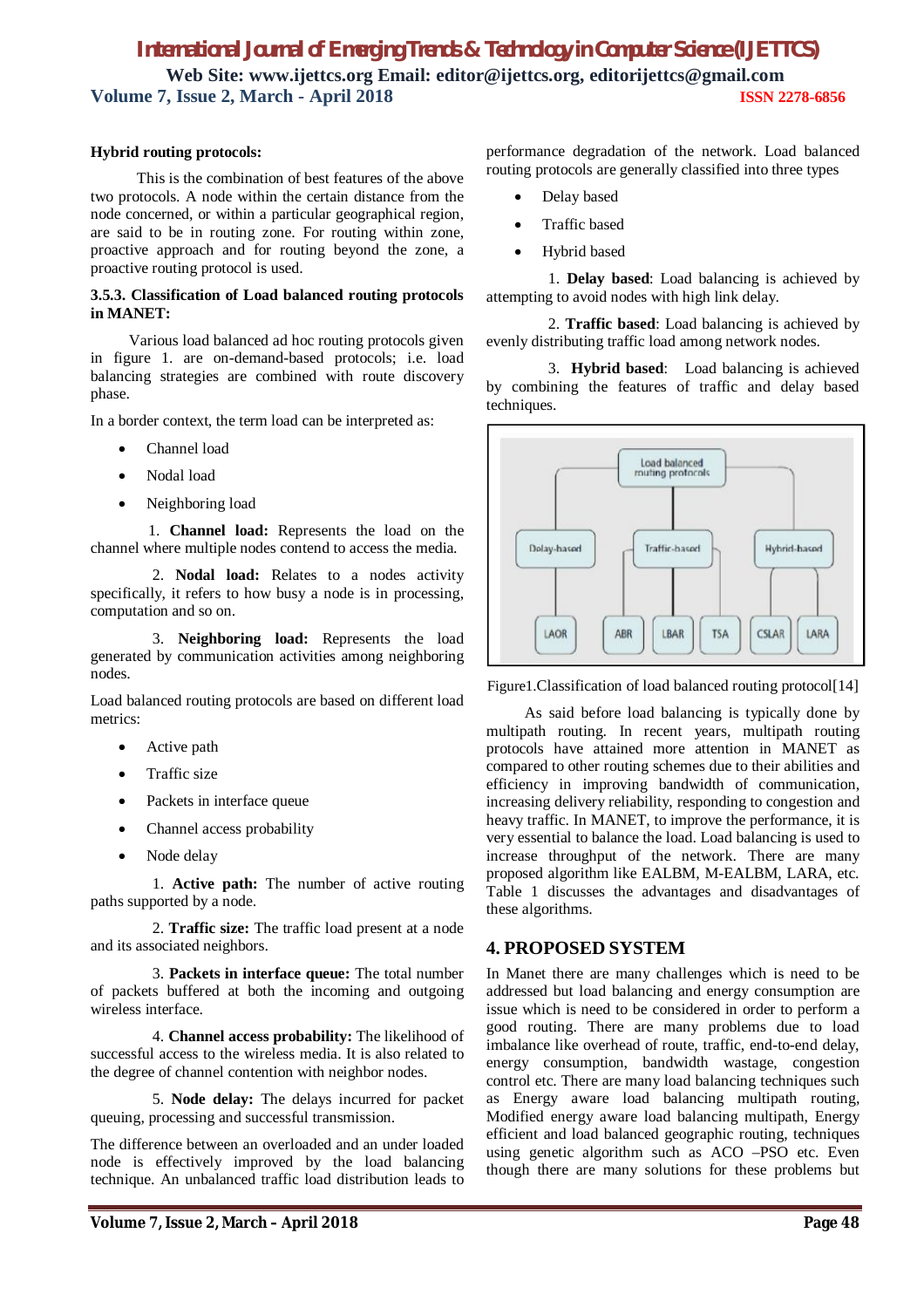**Hybrid routing protocols:**

This is the combination of best features of the above two protocols. A node within the certain distance from the node concerned, or within a particular geographical region, are said to be in routing zone. For routing within zone, proactive approach and for routing beyond the zone, a proactive routing protocol is used.

### 3.5.3. Classification of Load balanced routing protocols in MANET:

Various load balanced ad hoc routing protocols given in figure 1. are on-demand-based protocols; i.e. load balancing strategies are combined with route discovery phase.

In a border context, the term load can be interpreted as:

- Channel load
- Nodal load
- Neighboring load

1. **Channel load:** Represents the load on the channel where multiple nodes contend to access the media.

2. **Nodal load:** Relates to a nodes activity specifically, it refers to how busy a node is in processing, computation and so on.

3. **Neighboring load:** Represents the load generated by communication activities among neighboring nodes.

Load balanced routing protocols are based on different load metrics:

- Active path
- Traffic size
- Packets in interface queue
- Channel access probability
- Node delay

1. **Active path:** The number of active routing paths supported by a node.

2. **Traffic size:** The traffic load present at a node and its associated neighbors.

3. **Packets in interface queue:** The total number of packets buffered at both the incoming and outgoing wireless interface.

4. **Channel access probability:** The likelihood of successful access to the wireless media. It is also related to the degree of channel contention with neighbor nodes.

5. **Node delay:** The delays incurred for packet queuing, processing and successful transmission.

The difference between an overloaded and an under loaded node is effectively improved by the load balancing technique. An unbalanced traffic load distribution leads to performance degradation of the network. Load balanced routing protocols are generally classified into three types

- Delay based
- Traffic based
- Hybrid based

1. **Delay based**: Load balancing is achieved by attempting to avoid nodes with high link delay.

2. **Traffic based**: Load balancing is achieved by evenly distributing traffic load among network nodes.

3. **Hybrid based**: Load balancing is achieved by combining the features of traffic and delay based techniques.

Load balanced routing protocols
- Delay-based: LAOR
- Traffic-based: ABR, LBAR, TSA
- Hybrid-based: CSLAR, LARA

Figure1.Classification of load balanced routing protocol[14]

As said before load balancing is typically done by multipath routing. In recent years, multipath routing protocols have attained more attention in MANET as compared to other routing schemes due to their abilities and efficiency in improving bandwidth of communication, increasing delivery reliability, responding to congestion and heavy traffic. In MANET, to improve the performance, it is very essential to balance the load. Load balancing is used to increase throughput of the network. There are many proposed algorithm like EALBM, M-EALBM, LARA, etc. Table 1 discusses the advantages and disadvantages of these algorithms.

## 4. PROPOSED SYSTEM

In Manet there are many challenges which is need to be addressed but load balancing and energy consumption are issue which is need to be considered in order to perform a good routing. There are many problems due to load imbalance like overhead of route, traffic, end-to-end delay, energy consumption, bandwidth wastage, congestion control etc. There are many load balancing techniques such as Energy aware load balancing multipath routing, Modified energy aware load balancing multipath, Energy efficient and load balanced geographic routing, techniques using genetic algorithm such as ACO –PSO etc. Even though there are many solutions for these problems but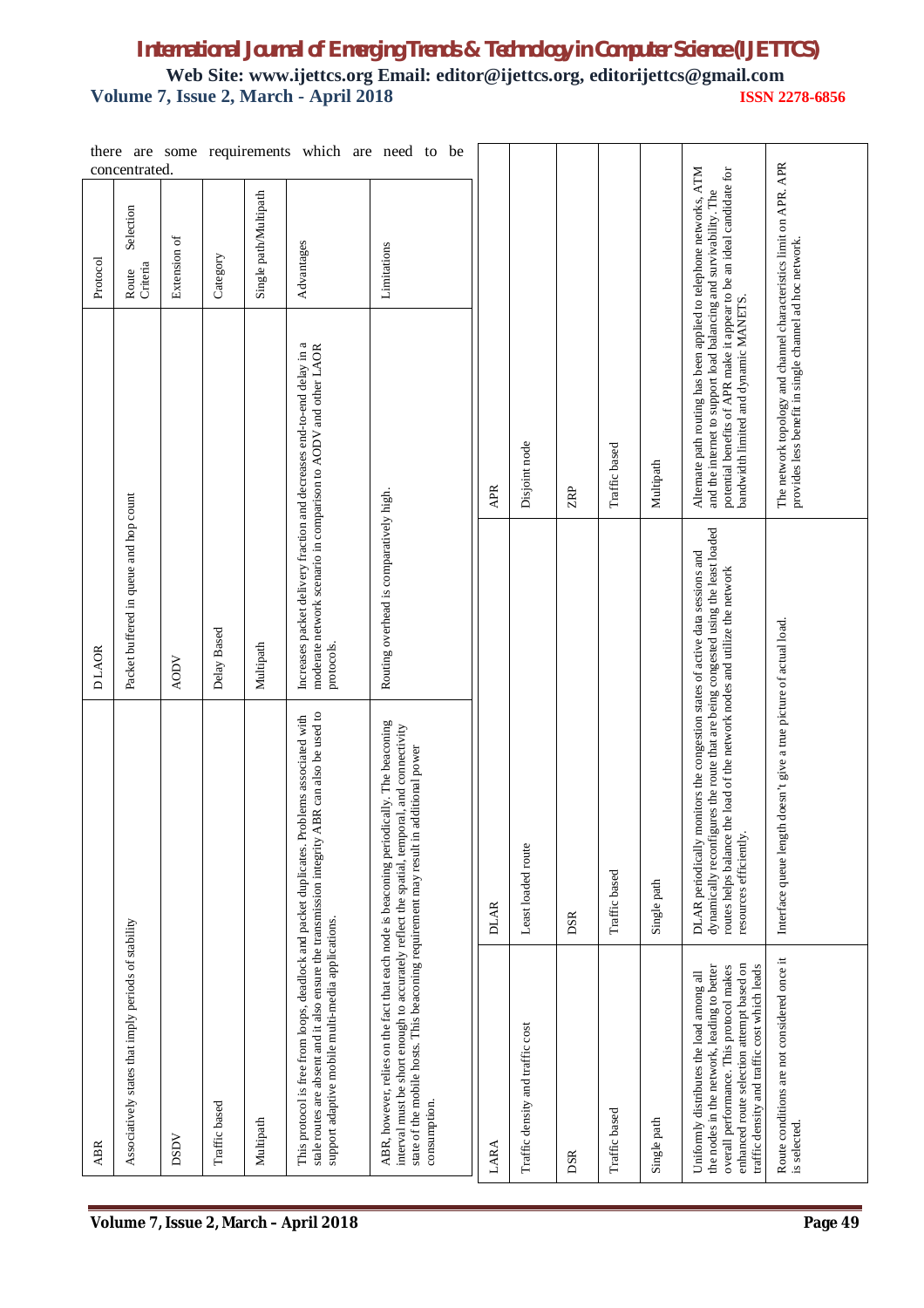there are some requirements which are need to be concentrated.

| Protocol | ABR | DLAOR |
|---|---|---|
| Route Selection Criteria | Associatively states that imply periods of stability | Packet buffered in queue and hop count |
| Extension of | DSDV | AODV |
| Category | Traffic based | Delay Based |
| Single path/Multipath | Multipath | Multipath |
| Advantages | This protocol is free from loops, deadlock and packet duplicates. Problems associated with stale routes are absent and it also ensure the transmission integrity ABR can also be used to support adaptive mobile multi-media applications. | Increases packet delivery fraction and decreases end-to-end delay in a moderate network scenario in comparison to AODV and other LAOR protocols. |
| Limitations | ABR, however, relies on the fact that each node is beaconing periodically. The beaconing interval must be short enough to accurately reflect the spatial, temporal, and connectivity state of the mobile hosts. This beaconing requirement may result in additional power consumption. | Routing overhead is comparatively high. |

| Protocol | LARA | DLAR | APR |
|---|---|---|---|
| Route Selection Criteria | Traffic density and traffic cost | Least loaded route | Disjoint node |
| Extension of | DSR | DSR | ZRP |
| Category | Traffic based | Traffic based | Traffic based |
| Single path/Multipath | Single path | Single path | Multipath |
| Advantages | Uniformly distributes the load among all the nodes in the network, leading to better overall performance. This protocol makes enhanced route selection attempt based on traffic density and traffic cost which leads | DLAR periodically monitors the congestion states of active data sessions and dynamically reconfigures the route that are being congested using the least loaded routes helps balance the load of the network nodes and utilize the network resources efficiently. | Alternate path routing has been applied to telephone networks, ATM and the internet to support load balancing and survivability. The potential benefits of APR make it appear to be an ideal candidate for bandwidth limited and dynamic MANETS. |
| Limitations | Route conditions are not considered once it is selected. | Interface queue length doesn't give a true picture of actual load. | The network topology and channel characteristics limit on APR. APR provides less benefit in single channel ad hoc network. |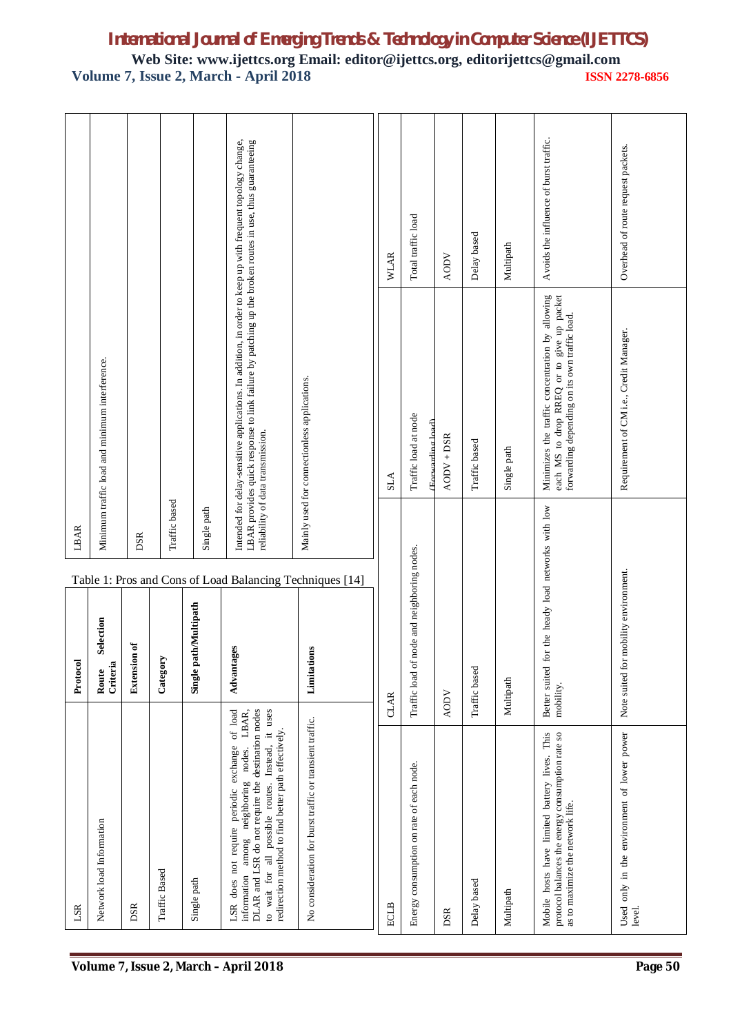Table 1: Pros and Cons of Load Balancing Techniques [14]

| Protocol | LSR | LBAR | ECLB | CLAR | SLA | WLAR |
|---|---|---|---|---|---|---|
| Route Selection Criteria | Network load Information | Minimum traffic load and minimum interference. | Energy consumption on rate of each node. | Traffic load of node and neighboring nodes. | Traffic load at node (Forwarding load) | Total traffic load |
| Extension of | DSR | DSR | DSR | AODV | AODV + DSR | AODV |
| Category | Traffic Based | Traffic based | Delay based | Traffic based | Traffic based | Delay based |
| Single path/Multipath | Single path | Single path | Multipath | Multipath | Single path | Multipath |
| Advantages | LSR does not require periodic exchange of load information among neighboring nodes. LBAR, DLAR and LSR do not require the destination nodes to wait for all possible routes. Instead, it uses redirection method to find better path effectively. | Intended for delay-sensitive applications. In addition, in order to keep up with frequent topology change, LBAR provides quick response to link failure by patching up the broken routes in use, thus guaranteeing reliability of data transmission. | Mobile hosts have limited battery lives. This protocol balances the energy consumption rate so as to maximize the network life. | Better suited for the heady load networks with low mobility. | Minimizes the traffic concentration by allowing each MS to drop RREQ or to give up packet forwarding depending on its own traffic load. | Avoids the influence of burst traffic. |
| Limitations | No consideration for burst traffic or transient traffic. | Mainly used for connectionless applications. | Used only in the environment of lower power level. | Note suited for mobility environment. | Requirement of CM i.e., Credit Manager. | Overhead of route request packets. |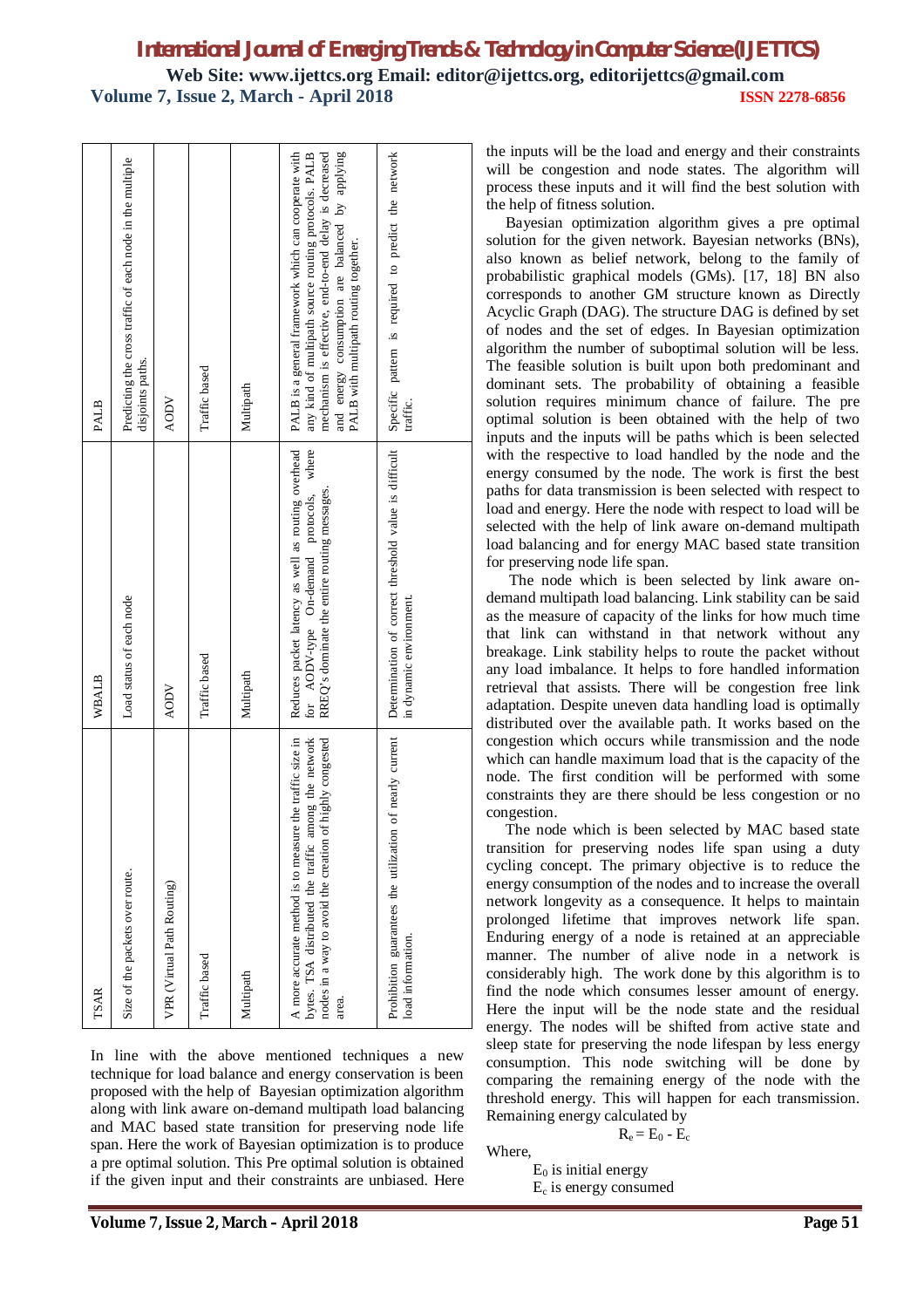| TSAR | WBALB | PALB |
|---|---|---|
| Size of the packets over route. | Load status of each node | Predicting the cross traffic of each node in the multiple disjoints paths. |
| VPR (Virtual Path Routing) | AODV | AODV |
| Traffic based | Traffic based | Traffic based |
| Multipath | Multipath | Multipath |
| A more accurate method is to measure the traffic size in bytes. TSA distributed the traffic among the network nodes in a way to avoid the creation of highly congested area. | Reduces packet latency as well as routing overhead for AODV-type On-demand protocols, where RREQ's dominate the entire routing messages. | PALB is a general framework which can cooperate with any kind of multipath source routing protocols. PALB mechanism is effective, end-to-end delay is decreased and energy consumption are balanced by applying PALB with multipath routing together. |
| Prohibition guarantees the utilization of nearly current load information. | Determination of correct threshold value is difficult in dynamic environment. | Specific pattern is required to predict the network traffic. |

In line with the above mentioned techniques a new technique for load balance and energy conservation is been proposed with the help of Bayesian optimization algorithm along with link aware on-demand multipath load balancing and MAC based state transition for preserving node life span. Here the work of Bayesian optimization is to produce a pre optimal solution. This Pre optimal solution is obtained if the given input and their constraints are unbiased. Here the inputs will be the load and energy and their constraints will be congestion and node states. The algorithm will process these inputs and it will find the best solution with the help of fitness solution.

Bayesian optimization algorithm gives a pre optimal solution for the given network. Bayesian networks (BNs), also known as belief network, belong to the family of probabilistic graphical models (GMs). [17, 18] BN also corresponds to another GM structure known as Directly Acyclic Graph (DAG). The structure DAG is defined by set of nodes and the set of edges. In Bayesian optimization algorithm the number of suboptimal solution will be less. The feasible solution is built upon both predominant and dominant sets. The probability of obtaining a feasible solution requires minimum chance of failure. The pre optimal solution is been obtained with the help of two inputs and the inputs will be paths which is been selected with the respective to load handled by the node and the energy consumed by the node. The work is first the best paths for data transmission is been selected with respect to load and energy. Here the node with respect to load will be selected with the help of link aware on-demand multipath load balancing and for energy MAC based state transition for preserving node life span.

The node which is been selected by link aware on-demand multipath load balancing. Link stability can be said as the measure of capacity of the links for how much time that link can withstand in that network without any breakage. Link stability helps to route the packet without any load imbalance. It helps to fore handled information retrieval that assists. There will be congestion free link adaptation. Despite uneven data handling load is optimally distributed over the available path. It works based on the congestion which occurs while transmission and the node which can handle maximum load that is the capacity of the node. The first condition will be performed with some constraints they are there should be less congestion or no congestion.

The node which is been selected by MAC based state transition for preserving nodes life span using a duty cycling concept. The primary objective is to reduce the energy consumption of the nodes and to increase the overall network longevity as a consequence. It helps to maintain prolonged lifetime that improves network life span. Enduring energy of a node is retained at an appreciable manner. The number of alive node in a network is considerably high. The work done by this algorithm is to find the node which consumes lesser amount of energy. Here the input will be the node state and the residual energy. The nodes will be shifted from active state and sleep state for preserving the node lifespan by less energy consumption. This node switching will be done by comparing the remaining energy of the node with the threshold energy. This will happen for each transmission. Remaining energy calculated by

$$R_e = E_0 - E_c$$

Where,

$E_0$ is initial energy

$E_c$ is energy consumed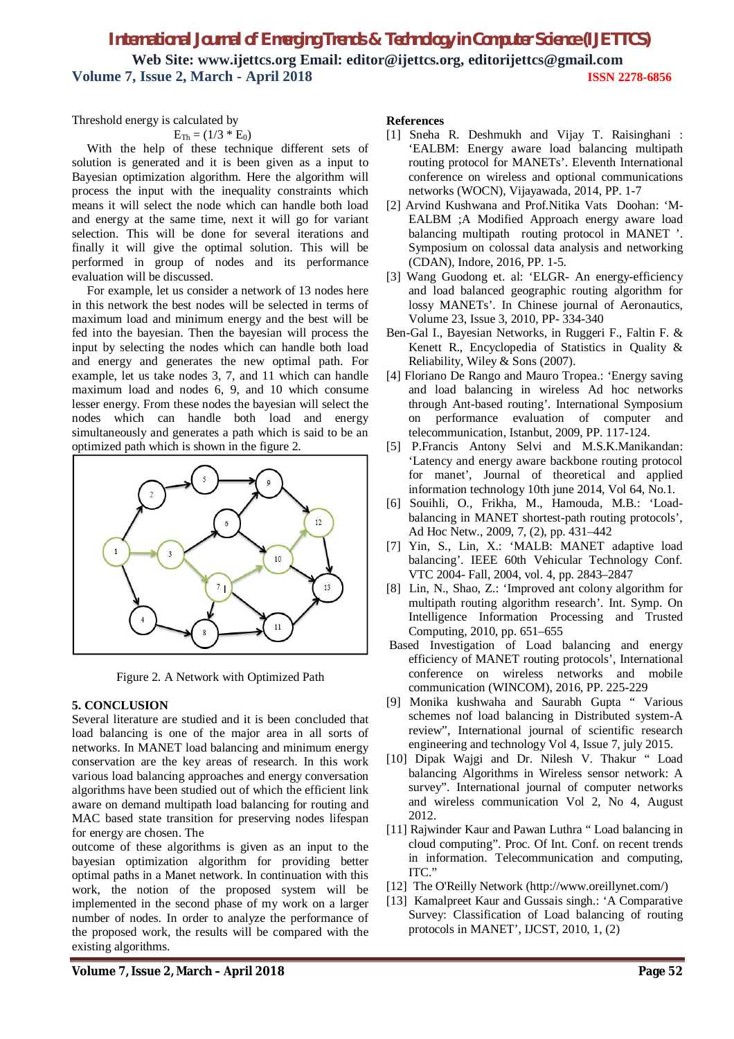Threshold energy is calculated by

$$E_{Th} = (1/3 * E_0)$$

With the help of these technique different sets of solution is generated and it is been given as a input to Bayesian optimization algorithm. Here the algorithm will process the input with the inequality constraints which means it will select the node which can handle both load and energy at the same time, next it will go for variant selection. This will be done for several iterations and finally it will give the optimal solution. This will be performed in group of nodes and its performance evaluation will be discussed.

For example, let us consider a network of 13 nodes here in this network the best nodes will be selected in terms of maximum load and minimum energy and the best will be fed into the bayesian. Then the bayesian will process the input by selecting the nodes which can handle both load and energy and generates the new optimal path. For example, let us take nodes 3, 7, and 11 which can handle maximum load and nodes 6, 9, and 10 which consume lesser energy. From these nodes the bayesian will select the nodes which can handle both load and energy simultaneously and generates a path which is said to be an optimized path which is shown in the figure 2.

Figure 2. A Network with Optimized Path

## 5. CONCLUSION

Several literature are studied and it is been concluded that load balancing is one of the major area in all sorts of networks. In MANET load balancing and minimum energy conservation are the key areas of research. In this work various load balancing approaches and energy conversation algorithms have been studied out of which the efficient link aware on demand multipath load balancing for routing and MAC based state transition for preserving nodes lifespan for energy are chosen. The outcome of these algorithms is given as an input to the bayesian optimization algorithm for providing better optimal paths in a Manet network. In continuation with this work, the notion of the proposed system will be implemented in the second phase of my work on a larger number of nodes. In order to analyze the performance of the proposed work, the results will be compared with the existing algorithms.

## References

[1] Sneha R. Deshmukh and Vijay T. Raisinghani : 'EALBM: Energy aware load balancing multipath routing protocol for MANETs'. Eleventh International conference on wireless and optional communications networks (WOCN), Vijayawada, 2014, PP. 1-7

[2] Arvind Kushwana and Prof.Nitika Vats Doohan: 'M-EALBM ;A Modified Approach energy aware load balancing multipath routing protocol in MANET '. Symposium on colossal data analysis and networking (CDAN), Indore, 2016, PP. 1-5.

[3] Wang Guodong et. al: 'ELGR- An energy-efficiency and load balanced geographic routing algorithm for lossy MANETs'. In Chinese journal of Aeronautics, Volume 23, Issue 3, 2010, PP- 334-340

Ben-Gal I., Bayesian Networks, in Ruggeri F., Faltin F. & Kenett R., Encyclopedia of Statistics in Quality & Reliability, Wiley & Sons (2007).

[4] Floriano De Rango and Mauro Tropea.: 'Energy saving and load balancing in wireless Ad hoc networks through Ant-based routing'. International Symposium on performance evaluation of computer and telecommunication, Istanbut, 2009, PP. 117-124.

[5] P.Francis Antony Selvi and M.S.K.Manikandan: 'Latency and energy aware backbone routing protocol for manet', Journal of theoretical and applied information technology 10th june 2014, Vol 64, No.1.

[6] Souihli, O., Frikha, M., Hamouda, M.B.: 'Load-balancing in MANET shortest-path routing protocols', Ad Hoc Netw., 2009, 7, (2), pp. 431–442

[7] Yin, S., Lin, X.: 'MALB: MANET adaptive load balancing'. IEEE 60th Vehicular Technology Conf. VTC 2004- Fall, 2004, vol. 4, pp. 2843–2847

[8] Lin, N., Shao, Z.: 'Improved ant colony algorithm for multipath routing algorithm research'. Int. Symp. On Intelligence Information Processing and Trusted Computing, 2010, pp. 651–655

Based Investigation of Load balancing and energy efficiency of MANET routing protocols', International conference on wireless networks and mobile communication (WINCOM), 2016, PP. 225-229

[9] Monika kushwaha and Saurabh Gupta " Various schemes nof load balancing in Distributed system-A review", International journal of scientific research engineering and technology Vol 4, Issue 7, july 2015.

[10] Dipak Wajgi and Dr. Nilesh V. Thakur " Load balancing Algorithms in Wireless sensor network: A survey". International journal of computer networks and wireless communication Vol 2, No 4, August 2012.

[11] Rajwinder Kaur and Pawan Luthra " Load balancing in cloud computing". Proc. Of Int. Conf. on recent trends in information. Telecommunication and computing, ITC."

[12] The O'Reilly Network (http://www.oreillynet.com/)

[13] Kamalpreet Kaur and Gussais singh.: 'A Comparative Survey: Classification of Load balancing of routing protocols in MANET', IJCST, 2010, 1, (2)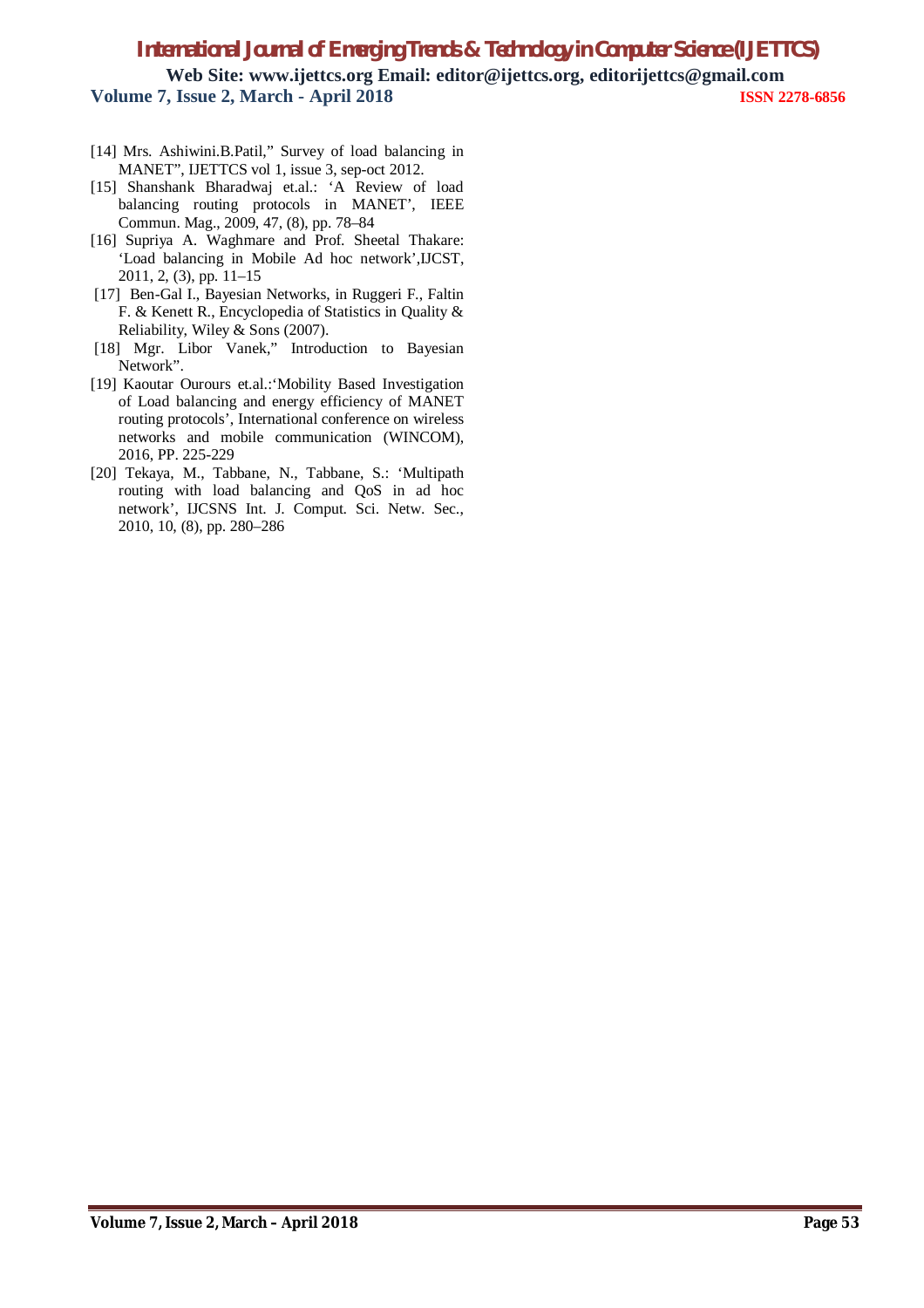[14] Mrs. Ashiwini.B.Patil," Survey of load balancing in MANET", IJETTCS vol 1, issue 3, sep-oct 2012.

[15] Shanshank Bharadwaj et.al.: 'A Review of load balancing routing protocols in MANET', IEEE Commun. Mag., 2009, 47, (8), pp. 78–84

[16] Supriya A. Waghmare and Prof. Sheetal Thakare: 'Load balancing in Mobile Ad hoc network',IJCST, 2011, 2, (3), pp. 11–15

[17] Ben-Gal I., Bayesian Networks, in Ruggeri F., Faltin F. & Kenett R., Encyclopedia of Statistics in Quality & Reliability, Wiley & Sons (2007).

[18] Mgr. Libor Vanek," Introduction to Bayesian Network".

[19] Kaoutar Ourours et.al.:'Mobility Based Investigation of Load balancing and energy efficiency of MANET routing protocols', International conference on wireless networks and mobile communication (WINCOM), 2016, PP. 225-229

[20] Tekaya, M., Tabbane, N., Tabbane, S.: 'Multipath routing with load balancing and QoS in ad hoc network', IJCSNS Int. J. Comput. Sci. Netw. Sec., 2010, 10, (8), pp. 280–286